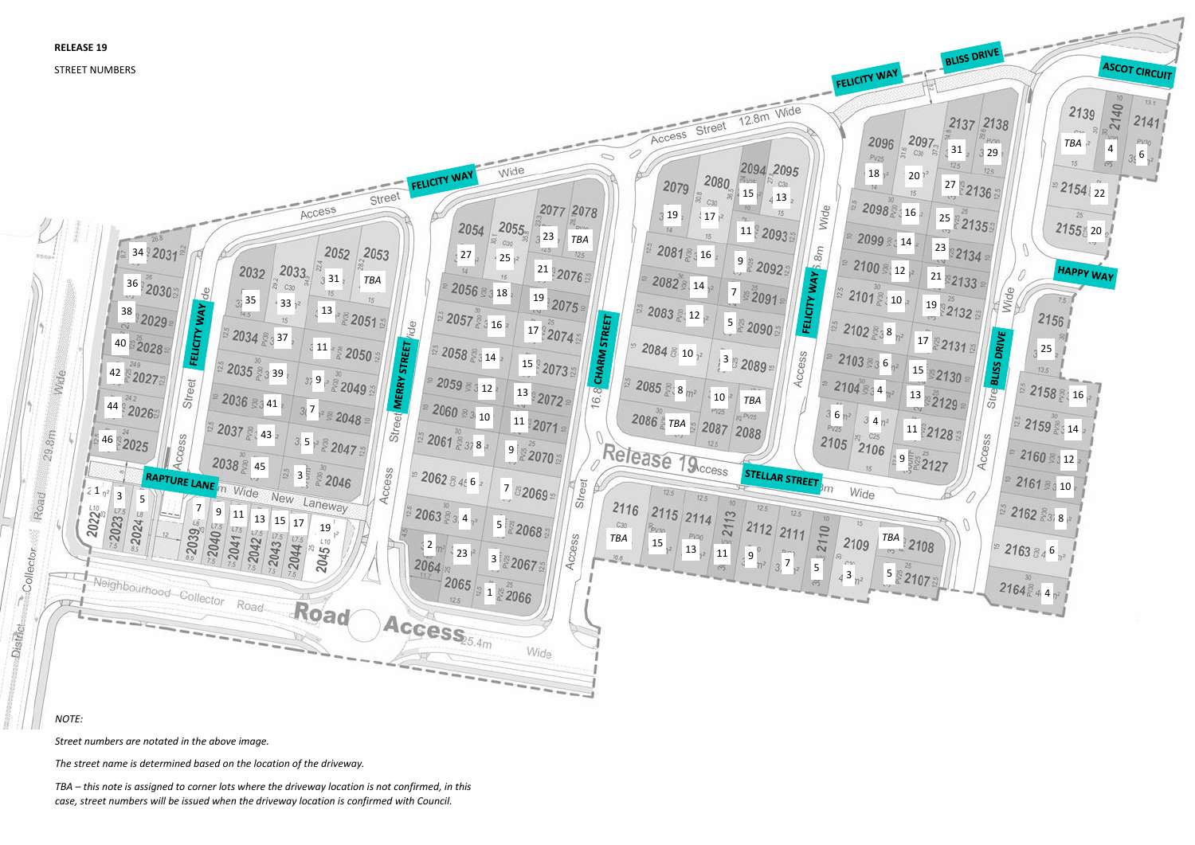**RELEASE 19**

STREET NUMBERS

*NOTE:*

*Street numbers are notated in the above image.*

*The street name is determined based on the location of the driveway.*

*TBA – this note is assigned to corner lots where the driveway location is not confirmed, in this case, street numbers will be issued when the driveway location is confirmed with Council.*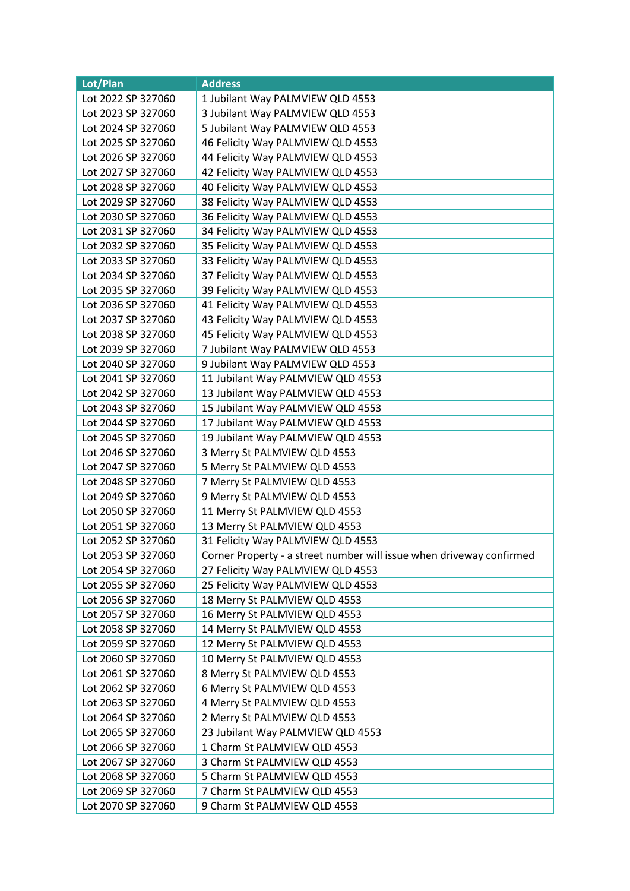| Lot/Plan | Address |
| --- | --- |
| Lot 2022 SP 327060 | 1 Jubilant Way PALMVIEW QLD 4553 |
| Lot 2023 SP 327060 | 3 Jubilant Way PALMVIEW QLD 4553 |
| Lot 2024 SP 327060 | 5 Jubilant Way PALMVIEW QLD 4553 |
| Lot 2025 SP 327060 | 46 Felicity Way PALMVIEW QLD 4553 |
| Lot 2026 SP 327060 | 44 Felicity Way PALMVIEW QLD 4553 |
| Lot 2027 SP 327060 | 42 Felicity Way PALMVIEW QLD 4553 |
| Lot 2028 SP 327060 | 40 Felicity Way PALMVIEW QLD 4553 |
| Lot 2029 SP 327060 | 38 Felicity Way PALMVIEW QLD 4553 |
| Lot 2030 SP 327060 | 36 Felicity Way PALMVIEW QLD 4553 |
| Lot 2031 SP 327060 | 34 Felicity Way PALMVIEW QLD 4553 |
| Lot 2032 SP 327060 | 35 Felicity Way PALMVIEW QLD 4553 |
| Lot 2033 SP 327060 | 33 Felicity Way PALMVIEW QLD 4553 |
| Lot 2034 SP 327060 | 37 Felicity Way PALMVIEW QLD 4553 |
| Lot 2035 SP 327060 | 39 Felicity Way PALMVIEW QLD 4553 |
| Lot 2036 SP 327060 | 41 Felicity Way PALMVIEW QLD 4553 |
| Lot 2037 SP 327060 | 43 Felicity Way PALMVIEW QLD 4553 |
| Lot 2038 SP 327060 | 45 Felicity Way PALMVIEW QLD 4553 |
| Lot 2039 SP 327060 | 7 Jubilant Way PALMVIEW QLD 4553 |
| Lot 2040 SP 327060 | 9 Jubilant Way PALMVIEW QLD 4553 |
| Lot 2041 SP 327060 | 11 Jubilant Way PALMVIEW QLD 4553 |
| Lot 2042 SP 327060 | 13 Jubilant Way PALMVIEW QLD 4553 |
| Lot 2043 SP 327060 | 15 Jubilant Way PALMVIEW QLD 4553 |
| Lot 2044 SP 327060 | 17 Jubilant Way PALMVIEW QLD 4553 |
| Lot 2045 SP 327060 | 19 Jubilant Way PALMVIEW QLD 4553 |
| Lot 2046 SP 327060 | 3 Merry St PALMVIEW QLD 4553 |
| Lot 2047 SP 327060 | 5 Merry St PALMVIEW QLD 4553 |
| Lot 2048 SP 327060 | 7 Merry St PALMVIEW QLD 4553 |
| Lot 2049 SP 327060 | 9 Merry St PALMVIEW QLD 4553 |
| Lot 2050 SP 327060 | 11 Merry St PALMVIEW QLD 4553 |
| Lot 2051 SP 327060 | 13 Merry St PALMVIEW QLD 4553 |
| Lot 2052 SP 327060 | 31 Felicity Way PALMVIEW QLD 4553 |
| Lot 2053 SP 327060 | Corner Property - a street number will issue when driveway confirmed |
| Lot 2054 SP 327060 | 27 Felicity Way PALMVIEW QLD 4553 |
| Lot 2055 SP 327060 | 25 Felicity Way PALMVIEW QLD 4553 |
| Lot 2056 SP 327060 | 18 Merry St PALMVIEW QLD 4553 |
| Lot 2057 SP 327060 | 16 Merry St PALMVIEW QLD 4553 |
| Lot 2058 SP 327060 | 14 Merry St PALMVIEW QLD 4553 |
| Lot 2059 SP 327060 | 12 Merry St PALMVIEW QLD 4553 |
| Lot 2060 SP 327060 | 10 Merry St PALMVIEW QLD 4553 |
| Lot 2061 SP 327060 | 8 Merry St PALMVIEW QLD 4553 |
| Lot 2062 SP 327060 | 6 Merry St PALMVIEW QLD 4553 |
| Lot 2063 SP 327060 | 4 Merry St PALMVIEW QLD 4553 |
| Lot 2064 SP 327060 | 2 Merry St PALMVIEW QLD 4553 |
| Lot 2065 SP 327060 | 23 Jubilant Way PALMVIEW QLD 4553 |
| Lot 2066 SP 327060 | 1 Charm St PALMVIEW QLD 4553 |
| Lot 2067 SP 327060 | 3 Charm St PALMVIEW QLD 4553 |
| Lot 2068 SP 327060 | 5 Charm St PALMVIEW QLD 4553 |
| Lot 2069 SP 327060 | 7 Charm St PALMVIEW QLD 4553 |
| Lot 2070 SP 327060 | 9 Charm St PALMVIEW QLD 4553 |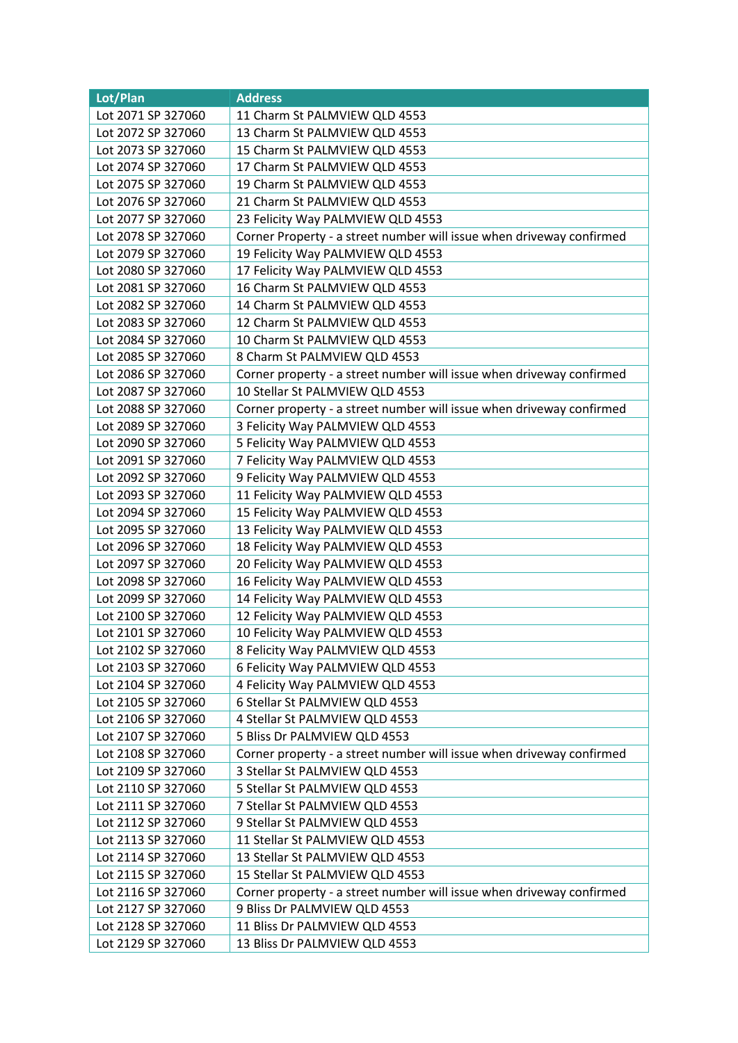| Lot/Plan | Address |
| --- | --- |
| Lot 2071 SP 327060 | 11 Charm St PALMVIEW QLD 4553 |
| Lot 2072 SP 327060 | 13 Charm St PALMVIEW QLD 4553 |
| Lot 2073 SP 327060 | 15 Charm St PALMVIEW QLD 4553 |
| Lot 2074 SP 327060 | 17 Charm St PALMVIEW QLD 4553 |
| Lot 2075 SP 327060 | 19 Charm St PALMVIEW QLD 4553 |
| Lot 2076 SP 327060 | 21 Charm St PALMVIEW QLD 4553 |
| Lot 2077 SP 327060 | 23 Felicity Way PALMVIEW QLD 4553 |
| Lot 2078 SP 327060 | Corner Property - a street number will issue when driveway confirmed |
| Lot 2079 SP 327060 | 19 Felicity Way PALMVIEW QLD 4553 |
| Lot 2080 SP 327060 | 17 Felicity Way PALMVIEW QLD 4553 |
| Lot 2081 SP 327060 | 16 Charm St PALMVIEW QLD 4553 |
| Lot 2082 SP 327060 | 14 Charm St PALMVIEW QLD 4553 |
| Lot 2083 SP 327060 | 12 Charm St PALMVIEW QLD 4553 |
| Lot 2084 SP 327060 | 10 Charm St PALMVIEW QLD 4553 |
| Lot 2085 SP 327060 | 8 Charm St PALMVIEW QLD 4553 |
| Lot 2086 SP 327060 | Corner property - a street number will issue when driveway confirmed |
| Lot 2087 SP 327060 | 10 Stellar St PALMVIEW QLD 4553 |
| Lot 2088 SP 327060 | Corner property - a street number will issue when driveway confirmed |
| Lot 2089 SP 327060 | 3 Felicity Way PALMVIEW QLD 4553 |
| Lot 2090 SP 327060 | 5 Felicity Way PALMVIEW QLD 4553 |
| Lot 2091 SP 327060 | 7 Felicity Way PALMVIEW QLD 4553 |
| Lot 2092 SP 327060 | 9 Felicity Way PALMVIEW QLD 4553 |
| Lot 2093 SP 327060 | 11 Felicity Way PALMVIEW QLD 4553 |
| Lot 2094 SP 327060 | 15 Felicity Way PALMVIEW QLD 4553 |
| Lot 2095 SP 327060 | 13 Felicity Way PALMVIEW QLD 4553 |
| Lot 2096 SP 327060 | 18 Felicity Way PALMVIEW QLD 4553 |
| Lot 2097 SP 327060 | 20 Felicity Way PALMVIEW QLD 4553 |
| Lot 2098 SP 327060 | 16 Felicity Way PALMVIEW QLD 4553 |
| Lot 2099 SP 327060 | 14 Felicity Way PALMVIEW QLD 4553 |
| Lot 2100 SP 327060 | 12 Felicity Way PALMVIEW QLD 4553 |
| Lot 2101 SP 327060 | 10 Felicity Way PALMVIEW QLD 4553 |
| Lot 2102 SP 327060 | 8 Felicity Way PALMVIEW QLD 4553 |
| Lot 2103 SP 327060 | 6 Felicity Way PALMVIEW QLD 4553 |
| Lot 2104 SP 327060 | 4 Felicity Way PALMVIEW QLD 4553 |
| Lot 2105 SP 327060 | 6 Stellar St PALMVIEW QLD 4553 |
| Lot 2106 SP 327060 | 4 Stellar St PALMVIEW QLD 4553 |
| Lot 2107 SP 327060 | 5 Bliss Dr PALMVIEW QLD 4553 |
| Lot 2108 SP 327060 | Corner property - a street number will issue when driveway confirmed |
| Lot 2109 SP 327060 | 3 Stellar St PALMVIEW QLD 4553 |
| Lot 2110 SP 327060 | 5 Stellar St PALMVIEW QLD 4553 |
| Lot 2111 SP 327060 | 7 Stellar St PALMVIEW QLD 4553 |
| Lot 2112 SP 327060 | 9 Stellar St PALMVIEW QLD 4553 |
| Lot 2113 SP 327060 | 11 Stellar St PALMVIEW QLD 4553 |
| Lot 2114 SP 327060 | 13 Stellar St PALMVIEW QLD 4553 |
| Lot 2115 SP 327060 | 15 Stellar St PALMVIEW QLD 4553 |
| Lot 2116 SP 327060 | Corner property - a street number will issue when driveway confirmed |
| Lot 2127 SP 327060 | 9 Bliss Dr PALMVIEW QLD 4553 |
| Lot 2128 SP 327060 | 11 Bliss Dr PALMVIEW QLD 4553 |
| Lot 2129 SP 327060 | 13 Bliss Dr PALMVIEW QLD 4553 |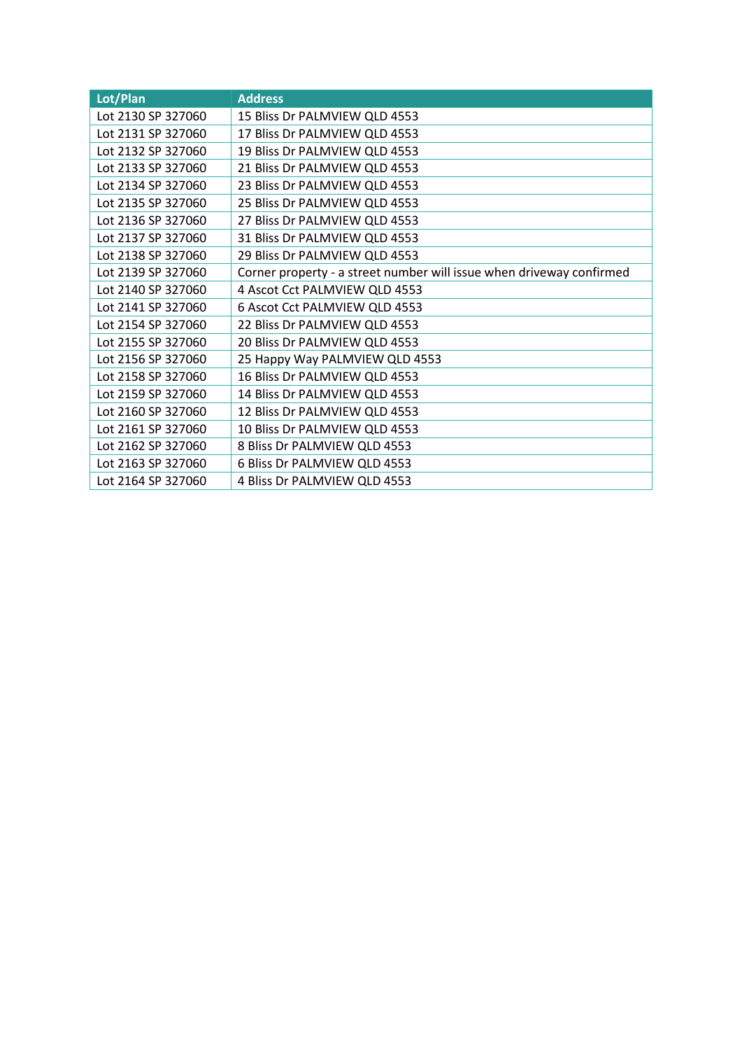| Lot/Plan | Address |
|---|---|
| Lot 2130 SP 327060 | 15 Bliss Dr PALMVIEW QLD 4553 |
| Lot 2131 SP 327060 | 17 Bliss Dr PALMVIEW QLD 4553 |
| Lot 2132 SP 327060 | 19 Bliss Dr PALMVIEW QLD 4553 |
| Lot 2133 SP 327060 | 21 Bliss Dr PALMVIEW QLD 4553 |
| Lot 2134 SP 327060 | 23 Bliss Dr PALMVIEW QLD 4553 |
| Lot 2135 SP 327060 | 25 Bliss Dr PALMVIEW QLD 4553 |
| Lot 2136 SP 327060 | 27 Bliss Dr PALMVIEW QLD 4553 |
| Lot 2137 SP 327060 | 31 Bliss Dr PALMVIEW QLD 4553 |
| Lot 2138 SP 327060 | 29 Bliss Dr PALMVIEW QLD 4553 |
| Lot 2139 SP 327060 | Corner property - a street number will issue when driveway confirmed |
| Lot 2140 SP 327060 | 4 Ascot Cct PALMVIEW QLD 4553 |
| Lot 2141 SP 327060 | 6 Ascot Cct PALMVIEW QLD 4553 |
| Lot 2154 SP 327060 | 22 Bliss Dr PALMVIEW QLD 4553 |
| Lot 2155 SP 327060 | 20 Bliss Dr PALMVIEW QLD 4553 |
| Lot 2156 SP 327060 | 25 Happy Way PALMVIEW QLD 4553 |
| Lot 2158 SP 327060 | 16 Bliss Dr PALMVIEW QLD 4553 |
| Lot 2159 SP 327060 | 14 Bliss Dr PALMVIEW QLD 4553 |
| Lot 2160 SP 327060 | 12 Bliss Dr PALMVIEW QLD 4553 |
| Lot 2161 SP 327060 | 10 Bliss Dr PALMVIEW QLD 4553 |
| Lot 2162 SP 327060 | 8 Bliss Dr PALMVIEW QLD 4553 |
| Lot 2163 SP 327060 | 6 Bliss Dr PALMVIEW QLD 4553 |
| Lot 2164 SP 327060 | 4 Bliss Dr PALMVIEW QLD 4553 |